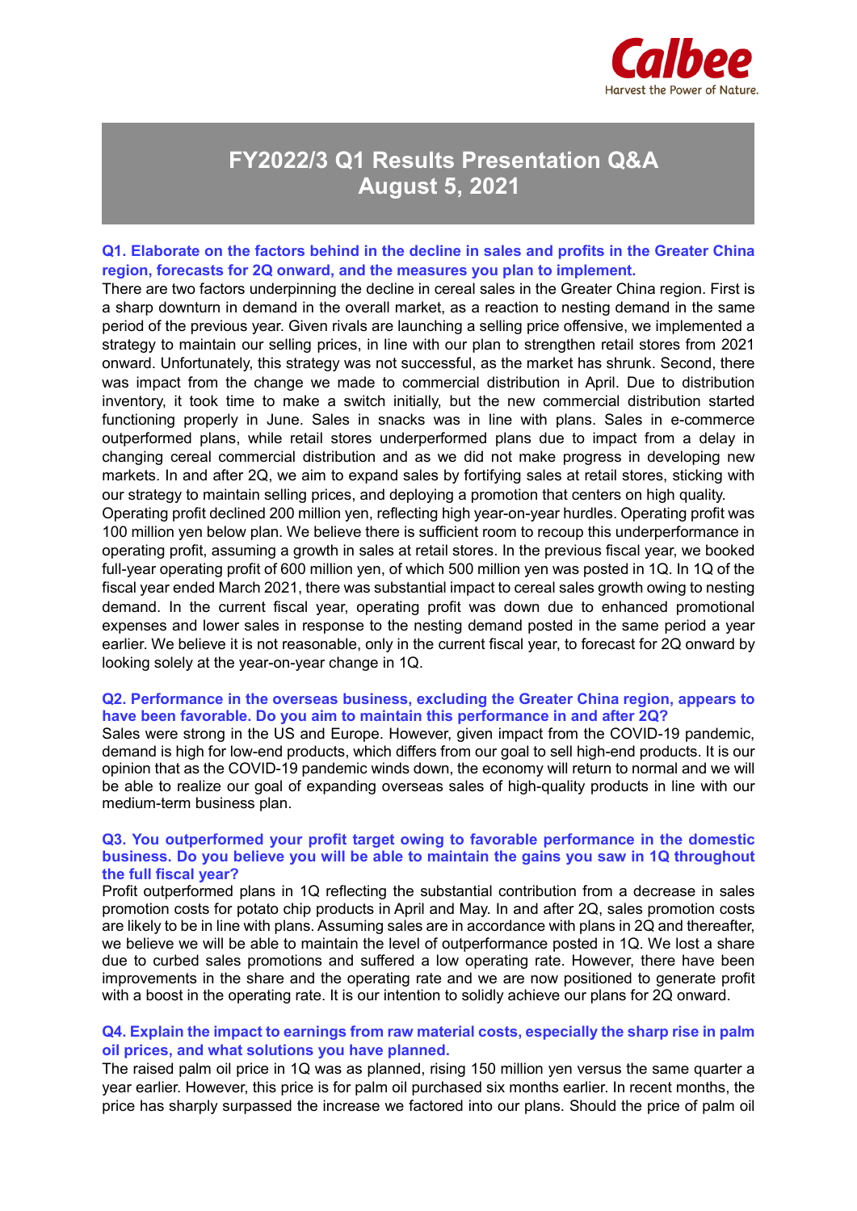# FY2022/3 Q1 Results Presentation Q&A
## August 5, 2021

**Q1. Elaborate on the factors behind in the decline in sales and profits in the Greater China region, forecasts for 2Q onward, and the measures you plan to implement.**

There are two factors underpinning the decline in cereal sales in the Greater China region. First is a sharp downturn in demand in the overall market, as a reaction to nesting demand in the same period of the previous year. Given rivals are launching a selling price offensive, we implemented a strategy to maintain our selling prices, in line with our plan to strengthen retail stores from 2021 onward. Unfortunately, this strategy was not successful, as the market has shrunk. Second, there was impact from the change we made to commercial distribution in April. Due to distribution inventory, it took time to make a switch initially, but the new commercial distribution started functioning properly in June. Sales in snacks was in line with plans. Sales in e-commerce outperformed plans, while retail stores underperformed plans due to impact from a delay in changing cereal commercial distribution and as we did not make progress in developing new markets. In and after 2Q, we aim to expand sales by fortifying sales at retail stores, sticking with our strategy to maintain selling prices, and deploying a promotion that centers on high quality.

Operating profit declined 200 million yen, reflecting high year-on-year hurdles. Operating profit was 100 million yen below plan. We believe there is sufficient room to recoup this underperformance in operating profit, assuming a growth in sales at retail stores. In the previous fiscal year, we booked full-year operating profit of 600 million yen, of which 500 million yen was posted in 1Q. In 1Q of the fiscal year ended March 2021, there was substantial impact to cereal sales growth owing to nesting demand. In the current fiscal year, operating profit was down due to enhanced promotional expenses and lower sales in response to the nesting demand posted in the same period a year earlier. We believe it is not reasonable, only in the current fiscal year, to forecast for 2Q onward by looking solely at the year-on-year change in 1Q.

**Q2. Performance in the overseas business, excluding the Greater China region, appears to have been favorable. Do you aim to maintain this performance in and after 2Q?**

Sales were strong in the US and Europe. However, given impact from the COVID-19 pandemic, demand is high for low-end products, which differs from our goal to sell high-end products. It is our opinion that as the COVID-19 pandemic winds down, the economy will return to normal and we will be able to realize our goal of expanding overseas sales of high-quality products in line with our medium-term business plan.

**Q3. You outperformed your profit target owing to favorable performance in the domestic business. Do you believe you will be able to maintain the gains you saw in 1Q throughout the full fiscal year?**

Profit outperformed plans in 1Q reflecting the substantial contribution from a decrease in sales promotion costs for potato chip products in April and May. In and after 2Q, sales promotion costs are likely to be in line with plans. Assuming sales are in accordance with plans in 2Q and thereafter, we believe we will be able to maintain the level of outperformance posted in 1Q. We lost a share due to curbed sales promotions and suffered a low operating rate. However, there have been improvements in the share and the operating rate and we are now positioned to generate profit with a boost in the operating rate. It is our intention to solidly achieve our plans for 2Q onward.

**Q4. Explain the impact to earnings from raw material costs, especially the sharp rise in palm oil prices, and what solutions you have planned.**

The raised palm oil price in 1Q was as planned, rising 150 million yen versus the same quarter a year earlier. However, this price is for palm oil purchased six months earlier. In recent months, the price has sharply surpassed the increase we factored into our plans. Should the price of palm oil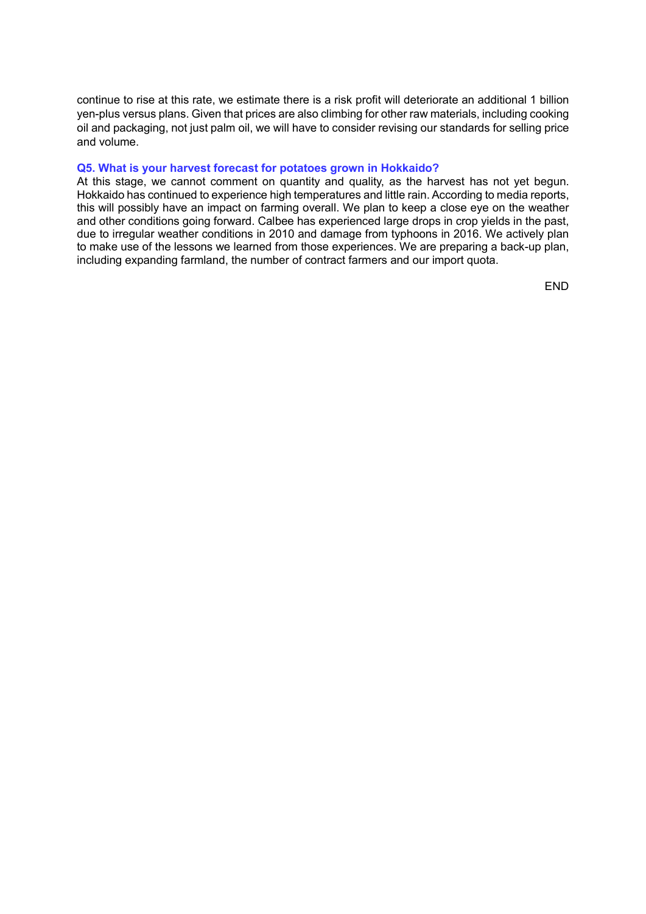continue to rise at this rate, we estimate there is a risk profit will deteriorate an additional 1 billion yen-plus versus plans. Given that prices are also climbing for other raw materials, including cooking oil and packaging, not just palm oil, we will have to consider revising our standards for selling price and volume.

### Q5. What is your harvest forecast for potatoes grown in Hokkaido?

At this stage, we cannot comment on quantity and quality, as the harvest has not yet begun. Hokkaido has continued to experience high temperatures and little rain. According to media reports, this will possibly have an impact on farming overall. We plan to keep a close eye on the weather and other conditions going forward. Calbee has experienced large drops in crop yields in the past, due to irregular weather conditions in 2010 and damage from typhoons in 2016. We actively plan to make use of the lessons we learned from those experiences. We are preparing a back-up plan, including expanding farmland, the number of contract farmers and our import quota.

END